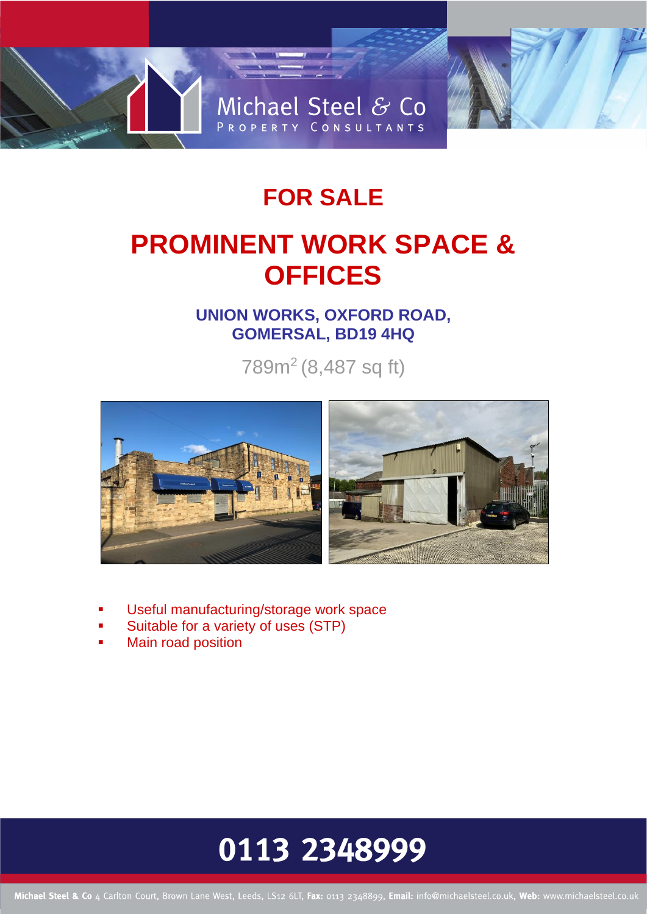Michael Steel & Co
PROPERTY CONSULTANTS

# FOR SALE

# PROMINENT WORK SPACE & OFFICES

## UNION WORKS, OXFORD ROAD, GOMERSAL, BD19 4HQ

789m$^2$ (8,487 sq ft)

- Useful manufacturing/storage work space
- Suitable for a variety of uses (STP)
- Main road position

**0113 2348999**

**Michael Steel & Co** 4 Carlton Court, Brown Lane West, Leeds, LS12 6LT, **Fax:** 0113 2348899, **Email:** info@michaelsteel.co.uk, **Web:** www.michaelsteel.co.uk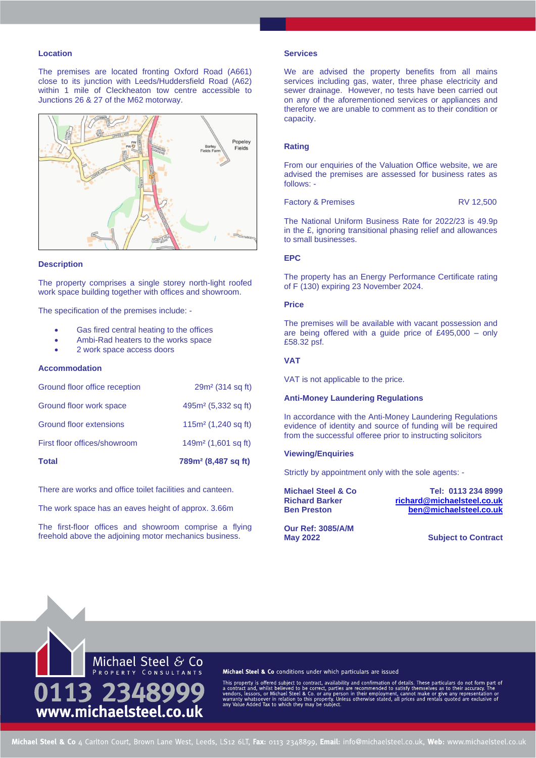## Location

The premises are located fronting Oxford Road (A661) close to its junction with Leeds/Huddersfield Road (A62) within 1 mile of Cleckheaton tow centre accessible to Junctions 26 & 27 of the M62 motorway.

## Description

The property comprises a single storey north-light roofed work space building together with offices and showroom.

The specification of the premises include: -

- Gas fired central heating to the offices
- Ambi-Rad heaters to the works space
- 2 work space access doors

## Accommodation

| | |
|---|---|
| Ground floor office reception | 29m² (314 sq ft) |
| Ground floor work space | 495m² (5,332 sq ft) |
| Ground floor extensions | 115m² (1,240 sq ft) |
| First floor offices/showroom | 149m² (1,601 sq ft) |
| **Total** | **789m² (8,487 sq ft)** |

There are works and office toilet facilities and canteen.

The work space has an eaves height of approx. 3.66m

The first-floor offices and showroom comprise a flying freehold above the adjoining motor mechanics business.

## Services

We are advised the property benefits from all mains services including gas, water, three phase electricity and sewer drainage. However, no tests have been carried out on any of the aforementioned services or appliances and therefore we are unable to comment as to their condition or capacity.

## Rating

From our enquiries of the Valuation Office website, we are advised the premises are assessed for business rates as follows: -

| | |
|---|---|
| Factory & Premises | RV 12,500 |

The National Uniform Business Rate for 2022/23 is 49.9p in the £, ignoring transitional phasing relief and allowances to small businesses.

## EPC

The property has an Energy Performance Certificate rating of F (130) expiring 23 November 2024.

## Price

The premises will be available with vacant possession and are being offered with a guide price of £495,000 – only £58.32 psf.

## VAT

VAT is not applicable to the price.

## Anti-Money Laundering Regulations

In accordance with the Anti-Money Laundering Regulations evidence of identity and source of funding will be required from the successful offeree prior to instructing solicitors

## Viewing/Enquiries

Strictly by appointment only with the sole agents: -

**Michael Steel & Co** — **Tel: 0113 234 8999**
**Richard Barker** — **richard@michaelsteel.co.uk**
**Ben Preston** — **ben@michaelsteel.co.uk**

**Our Ref: 3085/A/M**
**May 2022**

**Subject to Contract**

Michael Steel & Co
PROPERTY CONSULTANTS
0113 2348999
www.michaelsteel.co.uk

**Michael Steel & Co** conditions under which particulars are issued

This property is offered subject to contract, availability and confirmation of details. These particulars do not form part of a contract and, whilst believed to be correct, parties are recommended to satisfy themselves as to their accuracy. The vendors, lessors, or Michael Steel & Co. or any person in their employment, cannot make or give any representation or warranty whatsoever in relation to this property. Unless otherwise stated, all prices and rentals quoted are exclusive of any Value Added Tax to which they may be subject.

**Michael Steel & Co** 4 Carlton Court, Brown Lane West, Leeds, LS12 6LT, **Fax:** 0113 2348899, **Email:** info@michaelsteel.co.uk, **Web:** www.michaelsteel.co.uk